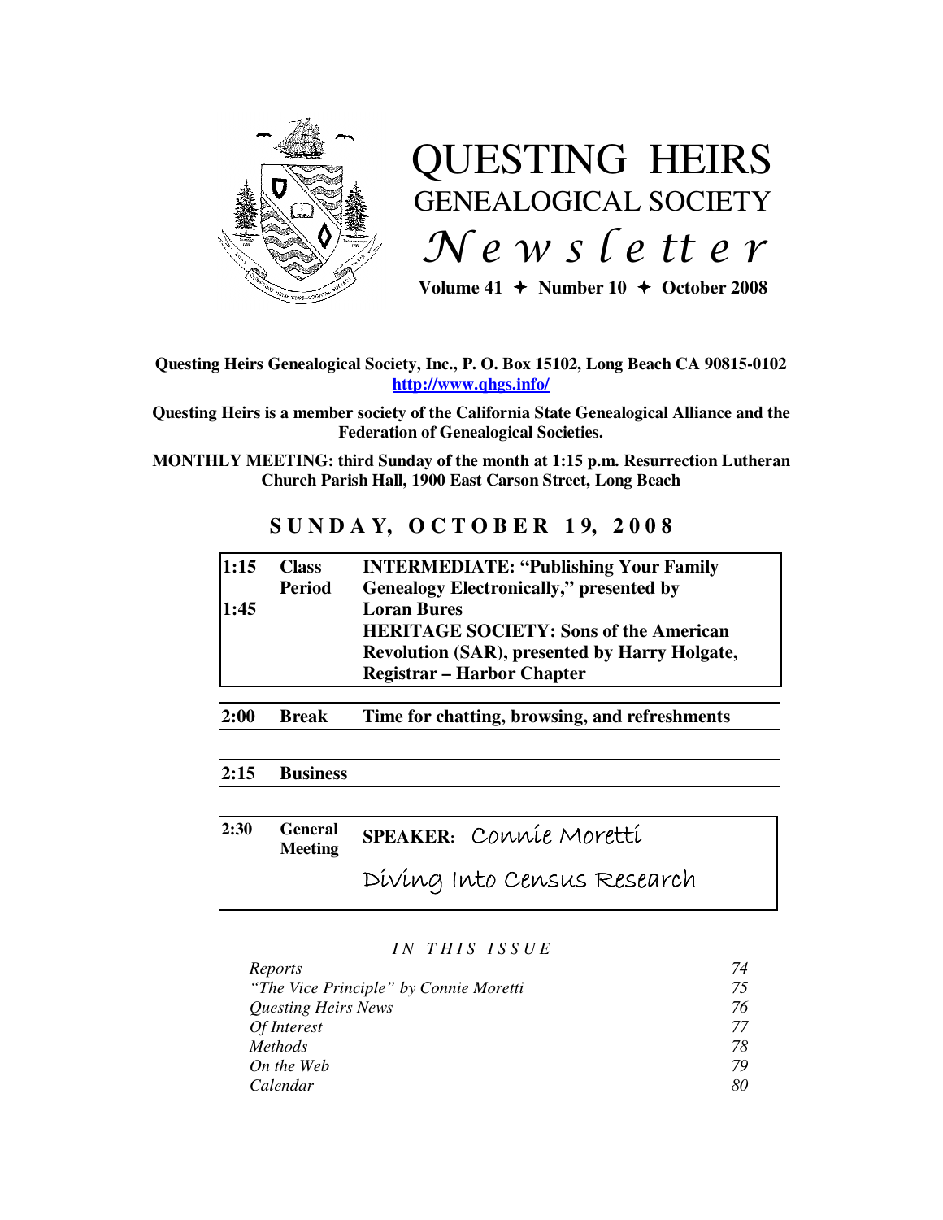# QUESTING HEIRS
## GENEALOGICAL SOCIETY
## *Newsletter*

**Volume 41 ✦ Number 10 ✦ October 2008**

**Questing Heirs Genealogical Society, Inc., P. O. Box 15102, Long Beach CA 90815-0102**
**http://www.qhgs.info/**

**Questing Heirs is a member society of the California State Genealogical Alliance and the Federation of Genealogical Societies.**

**MONTHLY MEETING: third Sunday of the month at 1:15 p.m. Resurrection Lutheran Church Parish Hall, 1900 East Carson Street, Long Beach**

## SUNDAY, OCTOBER 19, 2008

| | | |
|---|---|---|
| **1:15 – 1:45** | **Class Period** | **INTERMEDIATE: "Publishing Your Family Genealogy Electronically," presented by Loran Bures**<br>**HERITAGE SOCIETY: Sons of the American Revolution (SAR), presented by Harry Holgate, Registrar – Harbor Chapter** |
| **2:00** | **Break** | **Time for chatting, browsing, and refreshments** |
| **2:15** | **Business** | |
| **2:30** | **General Meeting** | **SPEAKER:** Connie Moretti<br>Diving Into Census Research |

*IN THIS ISSUE*

| | |
|---|---|
| *Reports* | *74* |
| *"The Vice Principle" by Connie Moretti* | *75* |
| *Questing Heirs News* | *76* |
| *Of Interest* | *77* |
| *Methods* | *78* |
| *On the Web* | *79* |
| *Calendar* | *80* |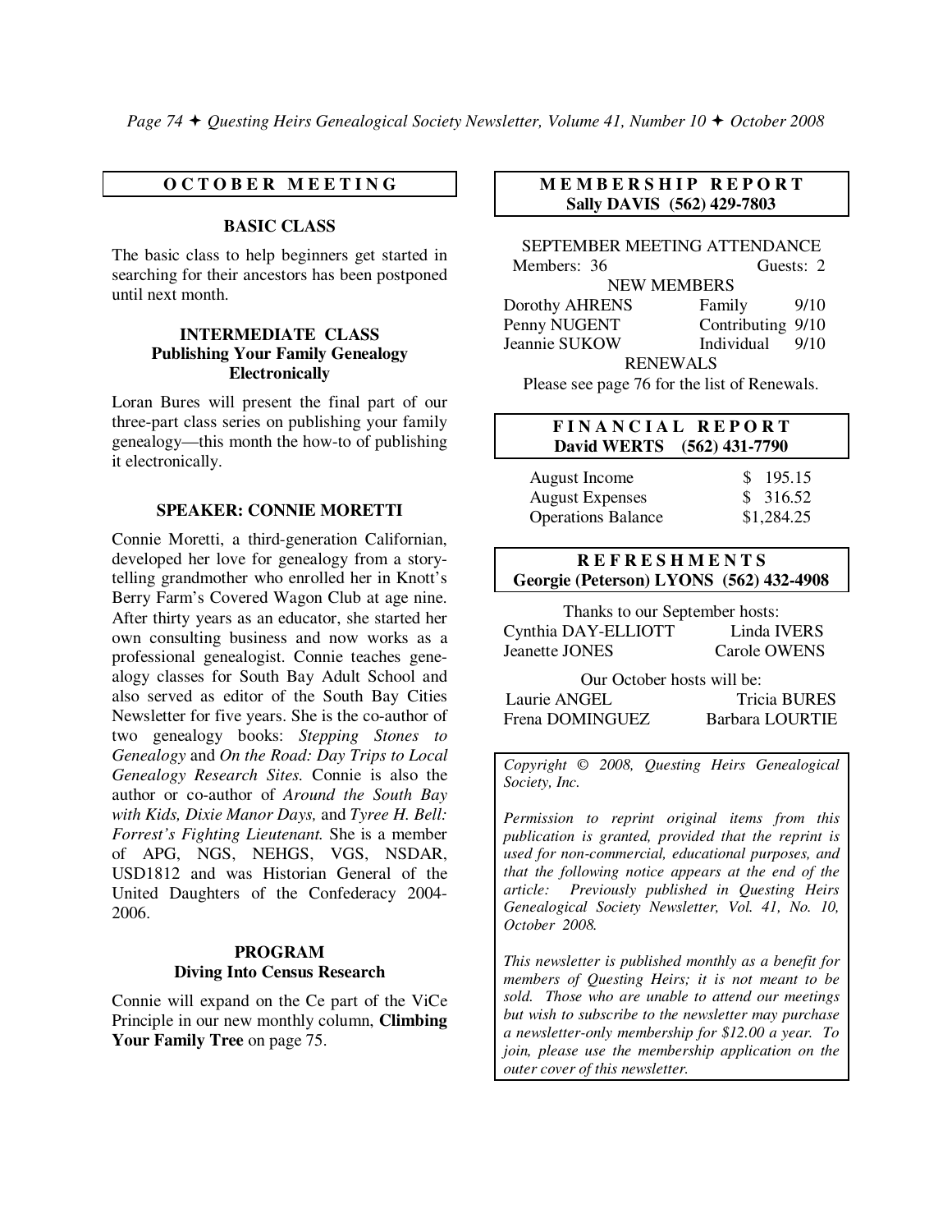## OCTOBER MEETING

### BASIC CLASS

The basic class to help beginners get started in searching for their ancestors has been postponed until next month.

### INTERMEDIATE CLASS
### Publishing Your Family Genealogy Electronically

Loran Bures will present the final part of our three-part class series on publishing your family genealogy—this month the how-to of publishing it electronically.

### SPEAKER: CONNIE MORETTI

Connie Moretti, a third-generation Californian, developed her love for genealogy from a story-telling grandmother who enrolled her in Knott's Berry Farm's Covered Wagon Club at age nine. After thirty years as an educator, she started her own consulting business and now works as a professional genealogist. Connie teaches genealogy classes for South Bay Adult School and also served as editor of the South Bay Cities Newsletter for five years. She is the co-author of two genealogy books: *Stepping Stones to Genealogy* and *On the Road: Day Trips to Local Genealogy Research Sites.* Connie is also the author or co-author of *Around the South Bay with Kids, Dixie Manor Days,* and *Tyree H. Bell: Forrest's Fighting Lieutenant.* She is a member of APG, NGS, NEHGS, VGS, NSDAR, USD1812 and was Historian General of the United Daughters of the Confederacy 2004-2006.

### PROGRAM
### Diving Into Census Research

Connie will expand on the Ce part of the ViCe Principle in our new monthly column, **Climbing Your Family Tree** on page 75.

## MEMBERSHIP REPORT
**Sally DAVIS (562) 429-7803**

SEPTEMBER MEETING ATTENDANCE

Members: 36 Guests: 2

NEW MEMBERS

| Name | Type | Date |
|---|---|---|
| Dorothy AHRENS | Family | 9/10 |
| Penny NUGENT | Contributing | 9/10 |
| Jeannie SUKOW | Individual | 9/10 |

RENEWALS

Please see page 76 for the list of Renewals.

## FINANCIAL REPORT
**David WERTS (562) 431-7790**

| | |
|---|---|
| August Income | $ 195.15 |
| August Expenses | $ 316.52 |
| Operations Balance | $1,284.25 |

## REFRESHMENTS
**Georgie (Peterson) LYONS (562) 432-4908**

Thanks to our September hosts:

Cynthia DAY-ELLIOTT, Linda IVERS, Jeanette JONES, Carole OWENS

Our October hosts will be:

Laurie ANGEL, Tricia BURES, Frena DOMINGUEZ, Barbara LOURTIE

*Copyright © 2008, Questing Heirs Genealogical Society, Inc.*

*Permission to reprint original items from this publication is granted, provided that the reprint is used for non-commercial, educational purposes, and that the following notice appears at the end of the article: Previously published in Questing Heirs Genealogical Society Newsletter, Vol. 41, No. 10, October 2008.*

*This newsletter is published monthly as a benefit for members of Questing Heirs; it is not meant to be sold. Those who are unable to attend our meetings but wish to subscribe to the newsletter may purchase a newsletter-only membership for $12.00 a year. To join, please use the membership application on the outer cover of this newsletter.*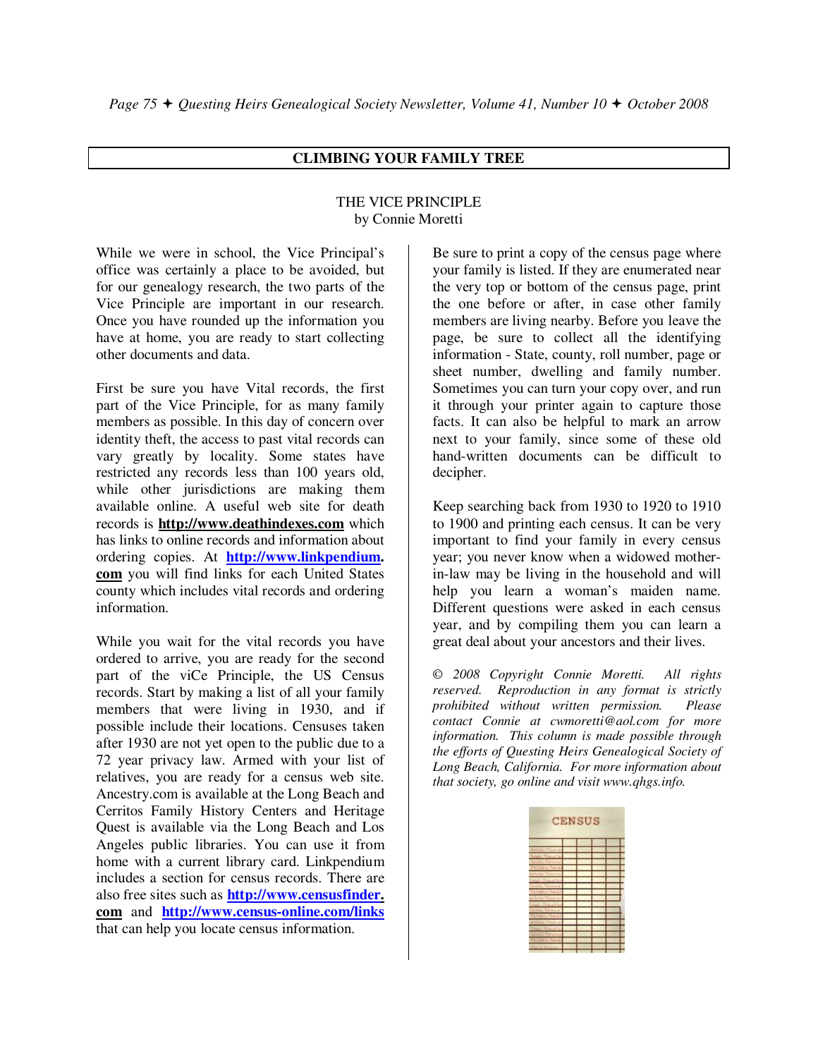## CLIMBING YOUR FAMILY TREE

### THE VICE PRINCIPLE
by Connie Moretti

While we were in school, the Vice Principal's office was certainly a place to be avoided, but for our genealogy research, the two parts of the Vice Principle are important in our research. Once you have rounded up the information you have at home, you are ready to start collecting other documents and data.

First be sure you have Vital records, the first part of the Vice Principle, for as many family members as possible. In this day of concern over identity theft, the access to past vital records can vary greatly by locality. Some states have restricted any records less than 100 years old, while other jurisdictions are making them available online. A useful web site for death records is **http://www.deathindexes.com** which has links to online records and information about ordering copies. At **http://www.linkpendium.com** you will find links for each United States county which includes vital records and ordering information.

While you wait for the vital records you have ordered to arrive, you are ready for the second part of the viCe Principle, the US Census records. Start by making a list of all your family members that were living in 1930, and if possible include their locations. Censuses taken after 1930 are not yet open to the public due to a 72 year privacy law. Armed with your list of relatives, you are ready for a census web site. Ancestry.com is available at the Long Beach and Cerritos Family History Centers and Heritage Quest is available via the Long Beach and Los Angeles public libraries. You can use it from home with a current library card. Linkpendium includes a section for census records. There are also free sites such as **http://www.censusfinder.com** and **http://www.census-online.com/links** that can help you locate census information.

Be sure to print a copy of the census page where your family is listed. If they are enumerated near the very top or bottom of the census page, print the one before or after, in case other family members are living nearby. Before you leave the page, be sure to collect all the identifying information - State, county, roll number, page or sheet number, dwelling and family number. Sometimes you can turn your copy over, and run it through your printer again to capture those facts. It can also be helpful to mark an arrow next to your family, since some of these old hand-written documents can be difficult to decipher.

Keep searching back from 1930 to 1920 to 1910 to 1900 and printing each census. It can be very important to find your family in every census year; you never know when a widowed mother-in-law may be living in the household and will help you learn a woman's maiden name. Different questions were asked in each census year, and by compiling them you can learn a great deal about your ancestors and their lives.

*© 2008 Copyright Connie Moretti. All rights reserved. Reproduction in any format is strictly prohibited without written permission. Please contact Connie at cwmoretti@aol.com for more information. This column is made possible through the efforts of Questing Heirs Genealogical Society of Long Beach, California. For more information about that society, go online and visit www.qhgs.info.*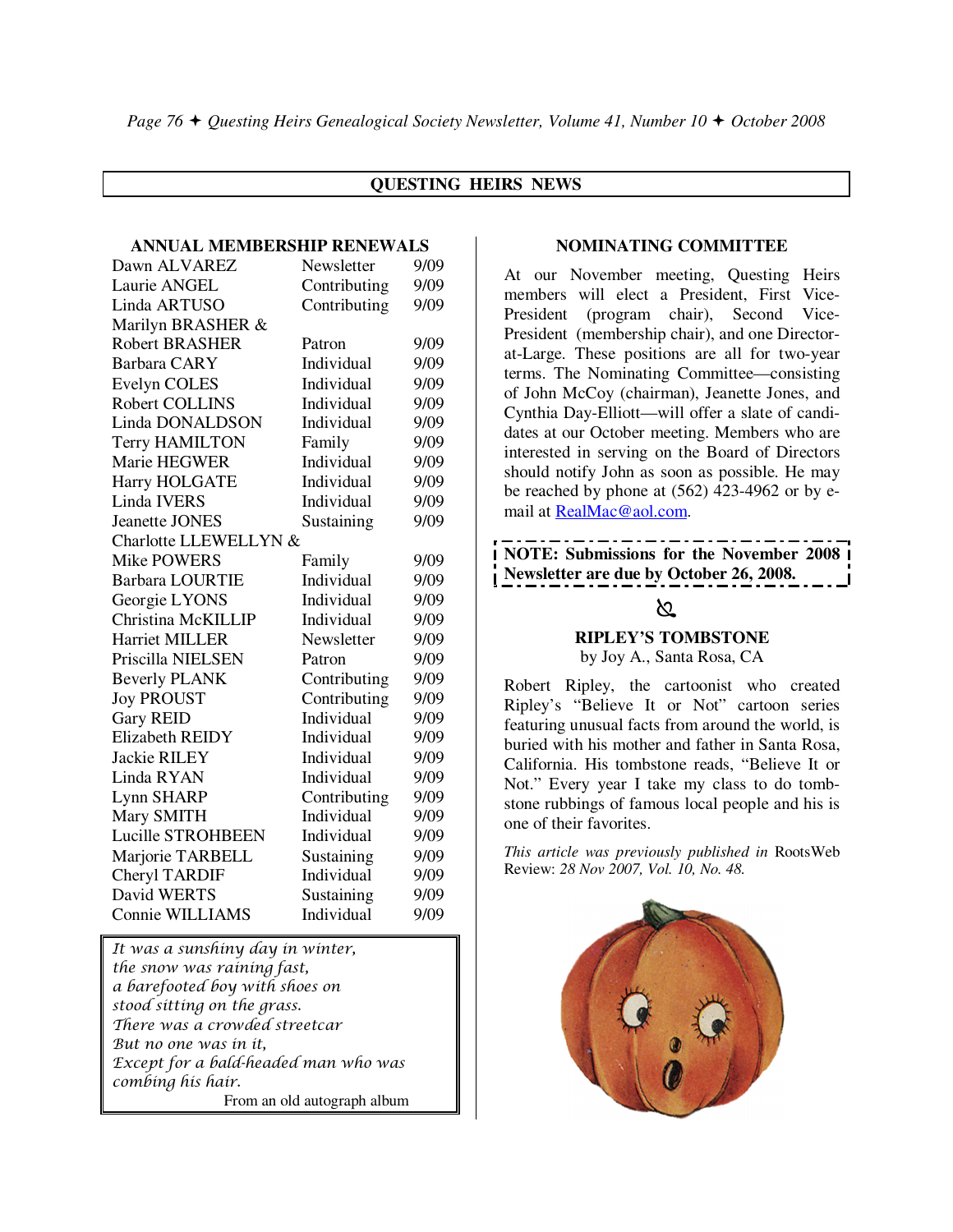## QUESTING HEIRS NEWS

### ANNUAL MEMBERSHIP RENEWALS

| Name | Type | Expires |
|---|---|---|
| Dawn ALVAREZ | Newsletter | 9/09 |
| Laurie ANGEL | Contributing | 9/09 |
| Linda ARTUSO | Contributing | 9/09 |
| Marilyn BRASHER & Robert BRASHER | Patron | 9/09 |
| Barbara CARY | Individual | 9/09 |
| Evelyn COLES | Individual | 9/09 |
| Robert COLLINS | Individual | 9/09 |
| Linda DONALDSON | Individual | 9/09 |
| Terry HAMILTON | Family | 9/09 |
| Marie HEGWER | Individual | 9/09 |
| Harry HOLGATE | Individual | 9/09 |
| Linda IVERS | Individual | 9/09 |
| Jeanette JONES | Sustaining | 9/09 |
| Charlotte LLEWELLYN & Mike POWERS | Family | 9/09 |
| Barbara LOURTIE | Individual | 9/09 |
| Georgie LYONS | Individual | 9/09 |
| Christina McKILLIP | Individual | 9/09 |
| Harriet MILLER | Newsletter | 9/09 |
| Priscilla NIELSEN | Patron | 9/09 |
| Beverly PLANK | Contributing | 9/09 |
| Joy PROUST | Contributing | 9/09 |
| Gary REID | Individual | 9/09 |
| Elizabeth REIDY | Individual | 9/09 |
| Jackie RILEY | Individual | 9/09 |
| Linda RYAN | Individual | 9/09 |
| Lynn SHARP | Contributing | 9/09 |
| Mary SMITH | Individual | 9/09 |
| Lucille STROHBEEN | Individual | 9/09 |
| Marjorie TARBELL | Sustaining | 9/09 |
| Cheryl TARDIF | Individual | 9/09 |
| David WERTS | Sustaining | 9/09 |
| Connie WILLIAMS | Individual | 9/09 |

*It was a sunshiny day in winter,*
*the snow was raining fast,*
*a barefooted boy with shoes on*
*stood sitting on the grass.*
*There was a crowded streetcar*
*But no one was in it,*
*Except for a bald-headed man who was*
*combing his hair.*

From an old autograph album

### NOMINATING COMMITTEE

At our November meeting, Questing Heirs members will elect a President, First Vice-President (program chair), Second Vice-President (membership chair), and one Director-at-Large. These positions are all for two-year terms. The Nominating Committee—consisting of John McCoy (chairman), Jeanette Jones, and Cynthia Day-Elliott—will offer a slate of candidates at our October meeting. Members who are interested in serving on the Board of Directors should notify John as soon as possible. He may be reached by phone at (562) 423-4962 or by e-mail at RealMac@aol.com.

**NOTE: Submissions for the November 2008 Newsletter are due by October 26, 2008.**

### RIPLEY'S TOMBSTONE

by Joy A., Santa Rosa, CA

Robert Ripley, the cartoonist who created Ripley's "Believe It or Not" cartoon series featuring unusual facts from around the world, is buried with his mother and father in Santa Rosa, California. His tombstone reads, "Believe It or Not." Every year I take my class to do tombstone rubbings of famous local people and his is one of their favorites.

*This article was previously published in* RootsWeb Review: *28 Nov 2007, Vol. 10, No. 48.*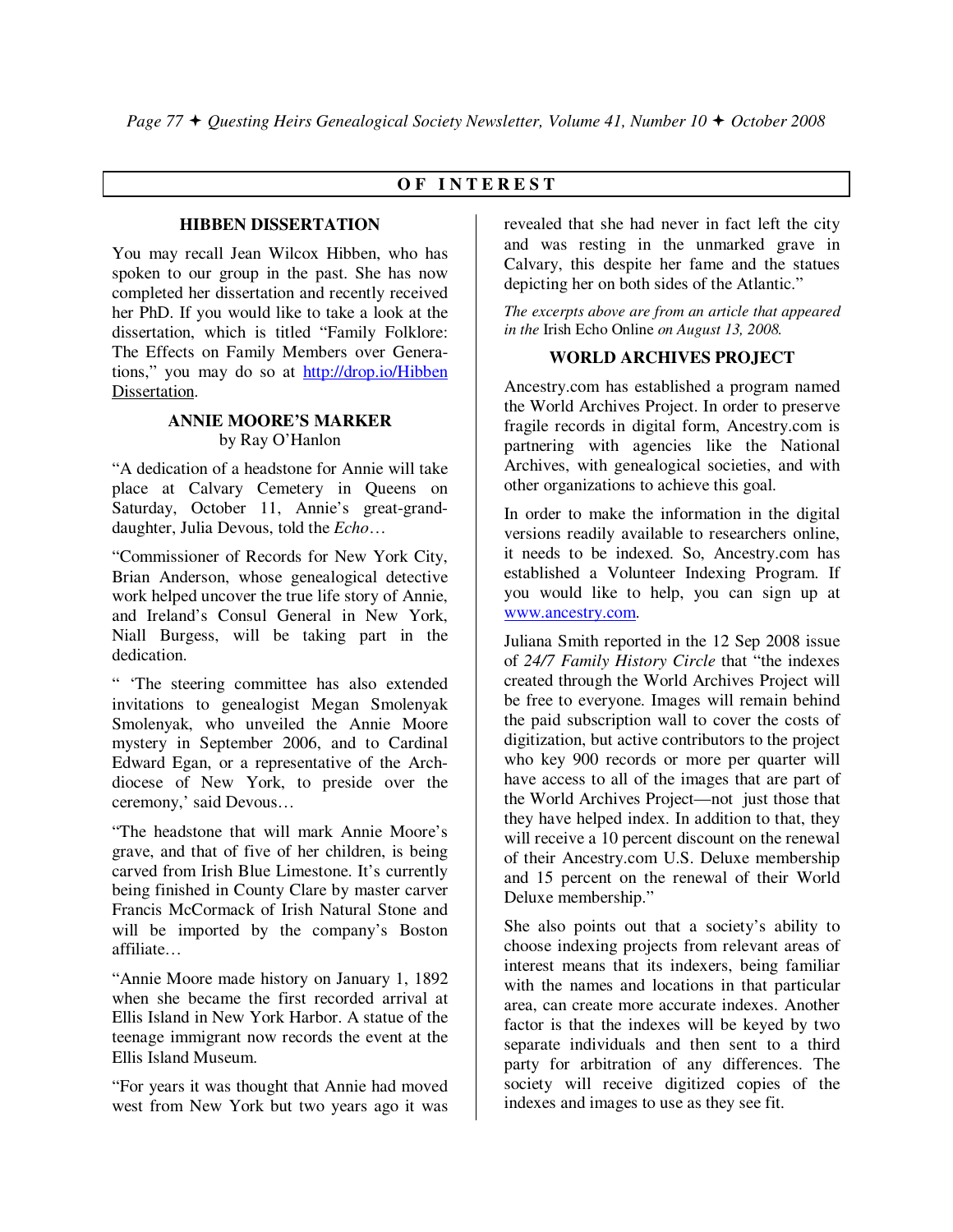## OF INTEREST

### HIBBEN DISSERTATION

You may recall Jean Wilcox Hibben, who has spoken to our group in the past. She has now completed her dissertation and recently received her PhD. If you would like to take a look at the dissertation, which is titled "Family Folklore: The Effects on Family Members over Generations," you may do so at http://drop.io/Hibben Dissertation.

### ANNIE MOORE'S MARKER

by Ray O'Hanlon

"A dedication of a headstone for Annie will take place at Calvary Cemetery in Queens on Saturday, October 11, Annie's great-grand-daughter, Julia Devous, told the *Echo*…

"Commissioner of Records for New York City, Brian Anderson, whose genealogical detective work helped uncover the true life story of Annie, and Ireland's Consul General in New York, Niall Burgess, will be taking part in the dedication.

" 'The steering committee has also extended invitations to genealogist Megan Smolenyak Smolenyak, who unveiled the Annie Moore mystery in September 2006, and to Cardinal Edward Egan, or a representative of the Arch-diocese of New York, to preside over the ceremony,' said Devous…

"The headstone that will mark Annie Moore's grave, and that of five of her children, is being carved from Irish Blue Limestone. It's currently being finished in County Clare by master carver Francis McCormack of Irish Natural Stone and will be imported by the company's Boston affiliate…

"Annie Moore made history on January 1, 1892 when she became the first recorded arrival at Ellis Island in New York Harbor. A statue of the teenage immigrant now records the event at the Ellis Island Museum.

"For years it was thought that Annie had moved west from New York but two years ago it was revealed that she had never in fact left the city and was resting in the unmarked grave in Calvary, this despite her fame and the statues depicting her on both sides of the Atlantic."

*The excerpts above are from an article that appeared in the* Irish Echo Online *on August 13, 2008.*

### WORLD ARCHIVES PROJECT

Ancestry.com has established a program named the World Archives Project. In order to preserve fragile records in digital form, Ancestry.com is partnering with agencies like the National Archives, with genealogical societies, and with other organizations to achieve this goal.

In order to make the information in the digital versions readily available to researchers online, it needs to be indexed. So, Ancestry.com has established a Volunteer Indexing Program. If you would like to help, you can sign up at www.ancestry.com.

Juliana Smith reported in the 12 Sep 2008 issue of *24/7 Family History Circle* that "the indexes created through the World Archives Project will be free to everyone. Images will remain behind the paid subscription wall to cover the costs of digitization, but active contributors to the project who key 900 records or more per quarter will have access to all of the images that are part of the World Archives Project—not just those that they have helped index. In addition to that, they will receive a 10 percent discount on the renewal of their Ancestry.com U.S. Deluxe membership and 15 percent on the renewal of their World Deluxe membership."

She also points out that a society's ability to choose indexing projects from relevant areas of interest means that its indexers, being familiar with the names and locations in that particular area, can create more accurate indexes. Another factor is that the indexes will be keyed by two separate individuals and then sent to a third party for arbitration of any differences. The society will receive digitized copies of the indexes and images to use as they see fit.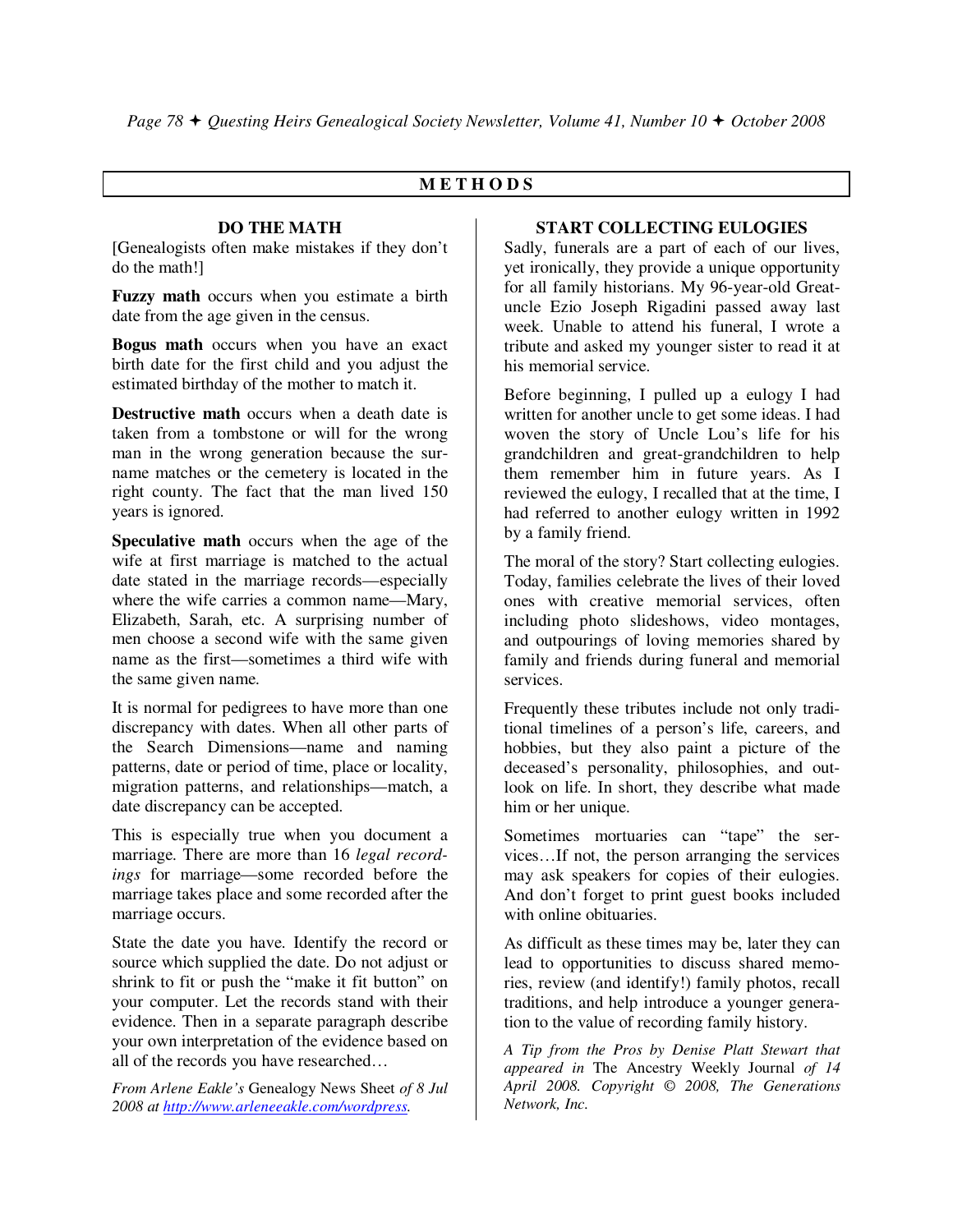## METHODS

### DO THE MATH

[Genealogists often make mistakes if they don't do the math!]

**Fuzzy math** occurs when you estimate a birth date from the age given in the census.

**Bogus math** occurs when you have an exact birth date for the first child and you adjust the estimated birthday of the mother to match it.

**Destructive math** occurs when a death date is taken from a tombstone or will for the wrong man in the wrong generation because the surname matches or the cemetery is located in the right county. The fact that the man lived 150 years is ignored.

**Speculative math** occurs when the age of the wife at first marriage is matched to the actual date stated in the marriage records—especially where the wife carries a common name—Mary, Elizabeth, Sarah, etc. A surprising number of men choose a second wife with the same given name as the first—sometimes a third wife with the same given name.

It is normal for pedigrees to have more than one discrepancy with dates. When all other parts of the Search Dimensions—name and naming patterns, date or period of time, place or locality, migration patterns, and relationships—match, a date discrepancy can be accepted.

This is especially true when you document a marriage. There are more than 16 *legal recordings* for marriage—some recorded before the marriage takes place and some recorded after the marriage occurs.

State the date you have. Identify the record or source which supplied the date. Do not adjust or shrink to fit or push the "make it fit button" on your computer. Let the records stand with their evidence. Then in a separate paragraph describe your own interpretation of the evidence based on all of the records you have researched…

*From Arlene Eakle's* Genealogy News Sheet *of 8 Jul 2008 at* http://www.arleneeakle.com/wordpress.

### START COLLECTING EULOGIES

Sadly, funerals are a part of each of our lives, yet ironically, they provide a unique opportunity for all family historians. My 96-year-old Great-uncle Ezio Joseph Rigadini passed away last week. Unable to attend his funeral, I wrote a tribute and asked my younger sister to read it at his memorial service.

Before beginning, I pulled up a eulogy I had written for another uncle to get some ideas. I had woven the story of Uncle Lou's life for his grandchildren and great-grandchildren to help them remember him in future years. As I reviewed the eulogy, I recalled that at the time, I had referred to another eulogy written in 1992 by a family friend.

The moral of the story? Start collecting eulogies. Today, families celebrate the lives of their loved ones with creative memorial services, often including photo slideshows, video montages, and outpourings of loving memories shared by family and friends during funeral and memorial services.

Frequently these tributes include not only traditional timelines of a person's life, careers, and hobbies, but they also paint a picture of the deceased's personality, philosophies, and outlook on life. In short, they describe what made him or her unique.

Sometimes mortuaries can "tape" the services…If not, the person arranging the services may ask speakers for copies of their eulogies. And don't forget to print guest books included with online obituaries.

As difficult as these times may be, later they can lead to opportunities to discuss shared memories, review (and identify!) family photos, recall traditions, and help introduce a younger generation to the value of recording family history.

*A Tip from the Pros by Denise Platt Stewart that appeared in* The Ancestry Weekly Journal *of 14 April 2008. Copyright © 2008, The Generations Network, Inc.*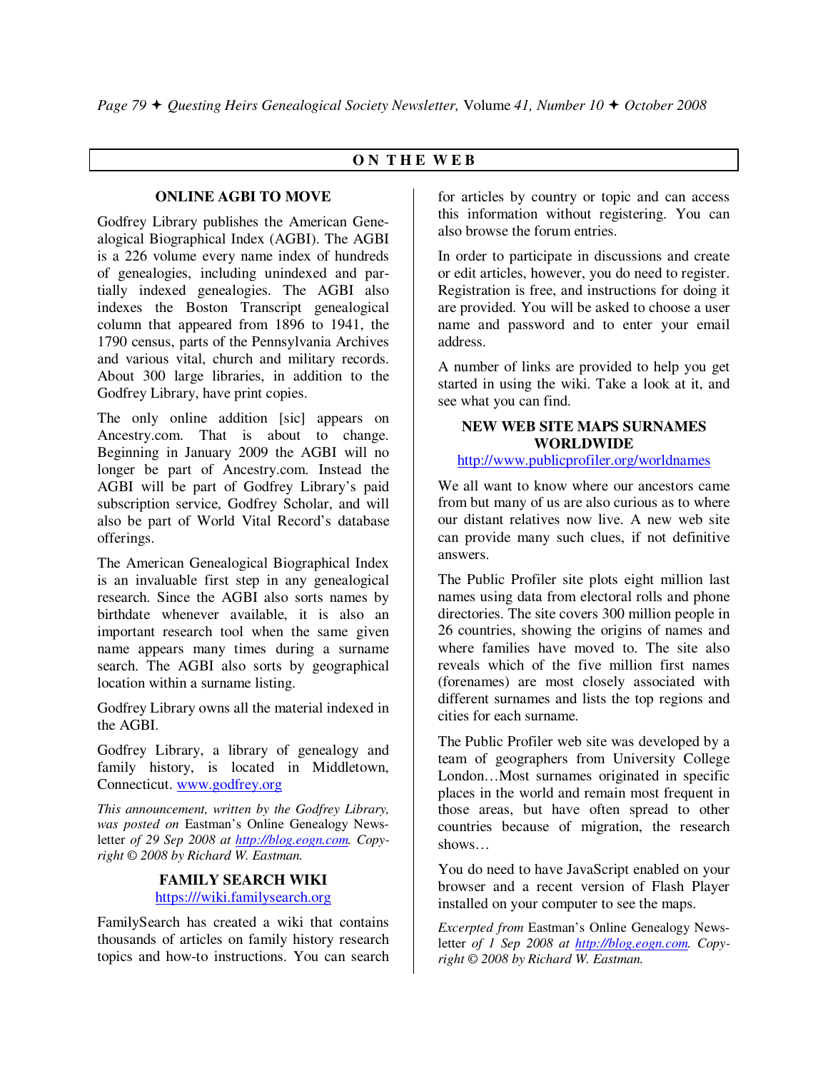# ON THE WEB

## ONLINE AGBI TO MOVE

Godfrey Library publishes the American Genealogical Biographical Index (AGBI). The AGBI is a 226 volume every name index of hundreds of genealogies, including unindexed and partially indexed genealogies. The AGBI also indexes the Boston Transcript genealogical column that appeared from 1896 to 1941, the 1790 census, parts of the Pennsylvania Archives and various vital, church and military records. About 300 large libraries, in addition to the Godfrey Library, have print copies.

The only online addition [sic] appears on Ancestry.com. That is about to change. Beginning in January 2009 the AGBI will no longer be part of Ancestry.com. Instead the AGBI will be part of Godfrey Library's paid subscription service, Godfrey Scholar, and will also be part of World Vital Record's database offerings.

The American Genealogical Biographical Index is an invaluable first step in any genealogical research. Since the AGBI also sorts names by birthdate whenever available, it is also an important research tool when the same given name appears many times during a surname search. The AGBI also sorts by geographical location within a surname listing.

Godfrey Library owns all the material indexed in the AGBI.

Godfrey Library, a library of genealogy and family history, is located in Middletown, Connecticut. www.godfrey.org

*This announcement, written by the Godfrey Library, was posted on* Eastman's Online Genealogy Newsletter *of 29 Sep 2008 at http://blog.eogn.com. Copyright © 2008 by Richard W. Eastman.*

## FAMILY SEARCH WIKI

https:///wiki.familysearch.org

FamilySearch has created a wiki that contains thousands of articles on family history research topics and how-to instructions. You can search for articles by country or topic and can access this information without registering. You can also browse the forum entries.

In order to participate in discussions and create or edit articles, however, you do need to register. Registration is free, and instructions for doing it are provided. You will be asked to choose a user name and password and to enter your email address.

A number of links are provided to help you get started in using the wiki. Take a look at it, and see what you can find.

## NEW WEB SITE MAPS SURNAMES WORLDWIDE

http://www.publicprofiler.org/worldnames

We all want to know where our ancestors came from but many of us are also curious as to where our distant relatives now live. A new web site can provide many such clues, if not definitive answers.

The Public Profiler site plots eight million last names using data from electoral rolls and phone directories. The site covers 300 million people in 26 countries, showing the origins of names and where families have moved to. The site also reveals which of the five million first names (forenames) are most closely associated with different surnames and lists the top regions and cities for each surname.

The Public Profiler web site was developed by a team of geographers from University College London…Most surnames originated in specific places in the world and remain most frequent in those areas, but have often spread to other countries because of migration, the research shows…

You do need to have JavaScript enabled on your browser and a recent version of Flash Player installed on your computer to see the maps.

*Excerpted from* Eastman's Online Genealogy Newsletter *of 1 Sep 2008 at http://blog.eogn.com. Copyright © 2008 by Richard W. Eastman.*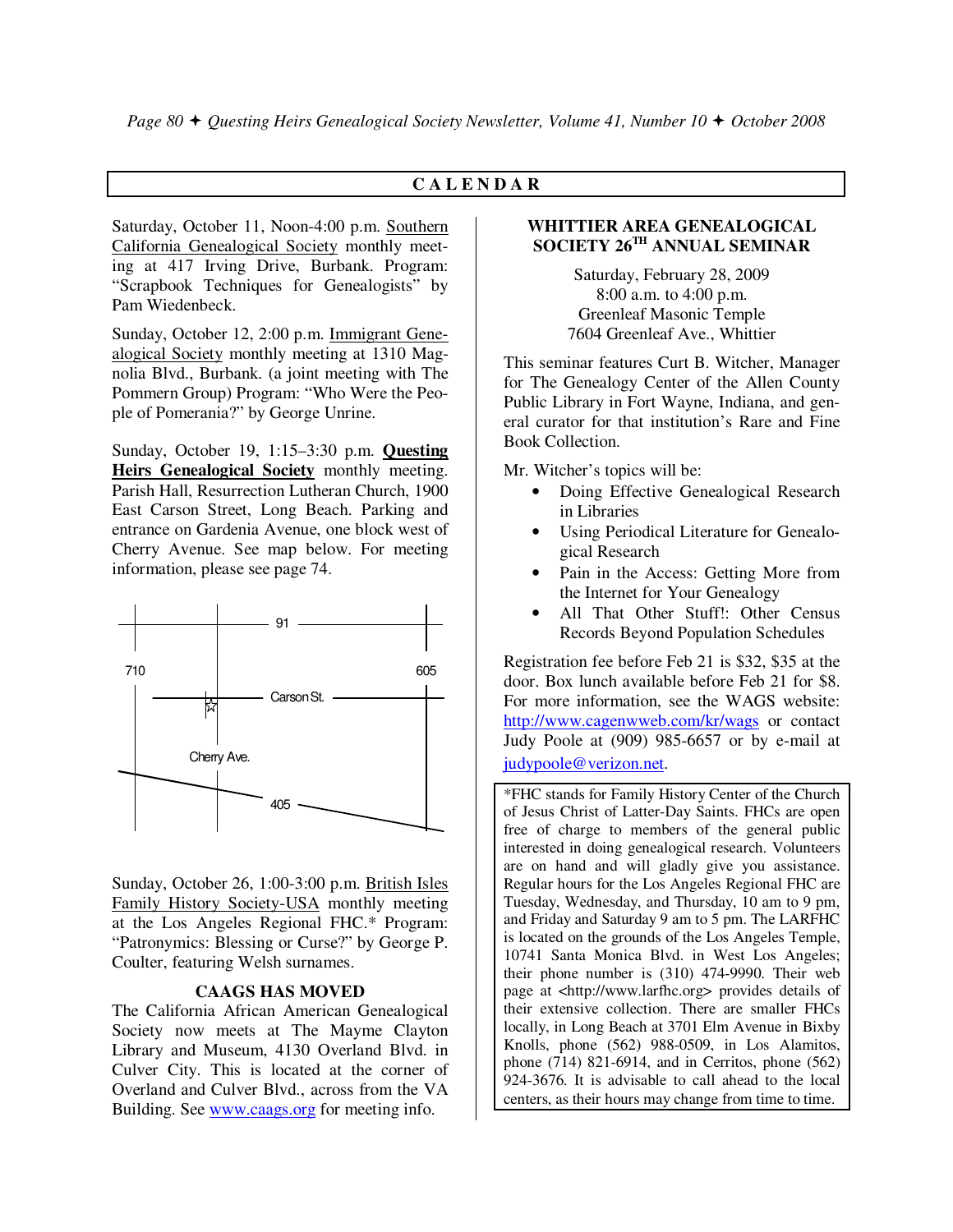## CALENDAR

Saturday, October 11, Noon-4:00 p.m. Southern California Genealogical Society monthly meeting at 417 Irving Drive, Burbank. Program: "Scrapbook Techniques for Genealogists" by Pam Wiedenbeck.

Sunday, October 12, 2:00 p.m. Immigrant Genealogical Society monthly meeting at 1310 Magnolia Blvd., Burbank. (a joint meeting with The Pommern Group) Program: "Who Were the People of Pomerania?" by George Unrine.

Sunday, October 19, 1:15–3:30 p.m. **Questing Heirs Genealogical Society** monthly meeting. Parish Hall, Resurrection Lutheran Church, 1900 East Carson Street, Long Beach. Parking and entrance on Gardenia Avenue, one block west of Cherry Avenue. See map below. For meeting information, please see page 74.

91

710

605

Carson St.

Cherry Ave.

405

Sunday, October 26, 1:00-3:00 p.m. British Isles Family History Society-USA monthly meeting at the Los Angeles Regional FHC.* Program: "Patronymics: Blessing or Curse?" by George P. Coulter, featuring Welsh surnames.

### CAAGS HAS MOVED

The California African American Genealogical Society now meets at The Mayme Clayton Library and Museum, 4130 Overland Blvd. in Culver City. This is located at the corner of Overland and Culver Blvd., across from the VA Building. See www.caags.org for meeting info.

### WHITTIER AREA GENEALOGICAL SOCIETY 26TH ANNUAL SEMINAR

Saturday, February 28, 2009
8:00 a.m. to 4:00 p.m.
Greenleaf Masonic Temple
7604 Greenleaf Ave., Whittier

This seminar features Curt B. Witcher, Manager for The Genealogy Center of the Allen County Public Library in Fort Wayne, Indiana, and general curator for that institution's Rare and Fine Book Collection.

Mr. Witcher's topics will be:

- Doing Effective Genealogical Research in Libraries
- Using Periodical Literature for Genealogical Research
- Pain in the Access: Getting More from the Internet for Your Genealogy
- All That Other Stuff!: Other Census Records Beyond Population Schedules

Registration fee before Feb 21 is $32, $35 at the door. Box lunch available before Feb 21 for $8. For more information, see the WAGS website: http://www.cagenwweb.com/kr/wags or contact Judy Poole at (909) 985-6657 or by e-mail at judypoole@verizon.net.

*FHC stands for Family History Center of the Church of Jesus Christ of Latter-Day Saints. FHCs are open free of charge to members of the general public interested in doing genealogical research. Volunteers are on hand and will gladly give you assistance. Regular hours for the Los Angeles Regional FHC are Tuesday, Wednesday, and Thursday, 10 am to 9 pm, and Friday and Saturday 9 am to 5 pm. The LARFHC is located on the grounds of the Los Angeles Temple, 10741 Santa Monica Blvd. in West Los Angeles; their phone number is (310) 474-9990. Their web page at <http://www.larfhc.org> provides details of their extensive collection. There are smaller FHCs locally, in Long Beach at 3701 Elm Avenue in Bixby Knolls, phone (562) 988-0509, in Los Alamitos, phone (714) 821-6914, and in Cerritos, phone (562) 924-3676. It is advisable to call ahead to the local centers, as their hours may change from time to time.